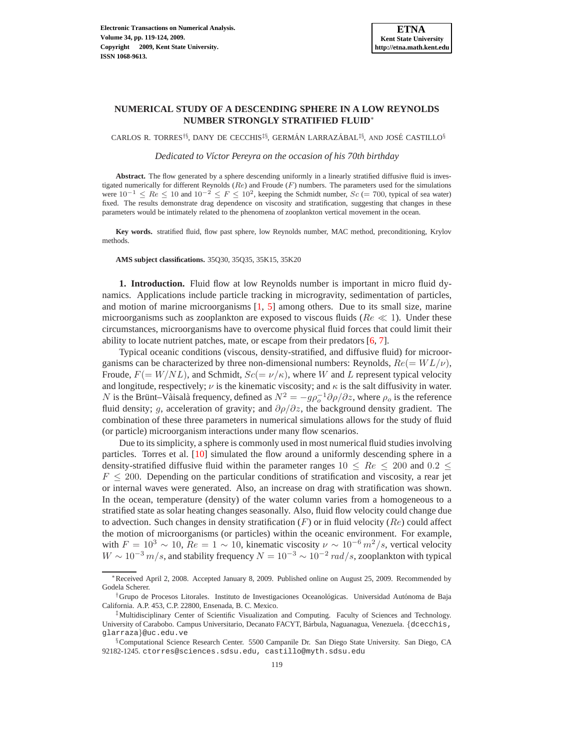# NUMERICAL STUDY OF A DESCENDING SPHERE IN A LOW REYNOLDS NUMBER STRONGLY STRATIFIED FLUID[*]

CARLOS R. TORRES[†§], DANY DE CECCHIS[‡§], GERMÁN LARRAZÁBAL[‡§], AND JOSÉ CASTILLO[§]

*Dedicated to Víctor Pereyra on the occasion of his 70th birthday*

**Abstract.** The flow generated by a sphere descending uniformly in a linearly stratified diffusive fluid is investigated numerically for different Reynolds ($Re$) and Froude ($F$) numbers. The parameters used for the simulations were $10^{-1} \leq Re \leq 10$ and $10^{-2} \leq F \leq 10^{2}$, keeping the Schmidt number, $Sc$ (= 700, typical of sea water) fixed. The results demonstrate drag dependence on viscosity and stratification, suggesting that changes in these parameters would be intimately related to the phenomena of zooplankton vertical movement in the ocean.

**Key words.** stratified fluid, flow past sphere, low Reynolds number, MAC method, preconditioning, Krylov methods.

**AMS subject classifications.** 35Q30, 35Q35, 35K15, 35K20

**1. Introduction.** Fluid flow at low Reynolds number is important in micro fluid dynamics. Applications include particle tracking in microgravity, sedimentation of particles, and motion of marine microorganisms [1, 5] among others. Due to its small size, marine microorganisms such as zooplankton are exposed to viscous fluids ($Re \ll 1$). Under these circumstances, microorganisms have to overcome physical fluid forces that could limit their ability to locate nutrient patches, mate, or escape from their predators [6, 7].

Typical oceanic conditions (viscous, density-stratified, and diffusive fluid) for microorganisms can be characterized by three non-dimensional numbers: Reynolds, $Re(= WL/\nu)$, Froude, $F(= W/NL)$, and Schmidt, $Sc(= \nu/\kappa)$, where $W$ and $L$ represent typical velocity and longitude, respectively; $\nu$ is the kinematic viscosity; and $\kappa$ is the salt diffusivity in water. $N$ is the Brünt–Vàisalà frequency, defined as $N^2 = -g\rho_o^{-1}\partial\rho/\partial z$, where $\rho_o$ is the reference fluid density; $g$, acceleration of gravity; and $\partial\rho/\partial z$, the background density gradient. The combination of these three parameters in numerical simulations allows for the study of fluid (or particle) microorganism interactions under many flow scenarios.

Due to its simplicity, a sphere is commonly used in most numerical fluid studies involving particles. Torres et al. [10] simulated the flow around a uniformly descending sphere in a density-stratified diffusive fluid within the parameter ranges $10 \leq Re \leq 200$ and $0.2 \leq F \leq 200$. Depending on the particular conditions of stratification and viscosity, a rear jet or internal waves were generated. Also, an increase on drag with stratification was shown. In the ocean, temperature (density) of the water column varies from a homogeneous to a stratified state as solar heating changes seasonally. Also, fluid flow velocity could change due to advection. Such changes in density stratification ($F$) or in fluid velocity ($Re$) could affect the motion of microorganisms (or particles) within the oceanic environment. For example, with $F = 10^3 \sim 10$, $Re = 1 \sim 10$, kinematic viscosity $\nu \sim 10^{-6}\, m^2/s$, vertical velocity $W \sim 10^{-3}\, m/s$, and stability frequency $N = 10^{-3} \sim 10^{-2}\, rad/s$, zooplankton with typical

---

[*] Received April 2, 2008. Accepted January 8, 2009. Published online on August 25, 2009. Recommended by Godela Scherer.

[†] Grupo de Procesos Litorales. Instituto de Investigaciones Oceanológicas. Universidad Autónoma de Baja California. A.P. 453, C.P. 22800, Ensenada, B. C. Mexico.

[‡] Multidisciplinary Center of Scientific Visualization and Computing. Faculty of Sciences and Technology. University of Carabobo. Campus Universitario, Decanato FACYT, Bárbula, Naguanagua, Venezuela. {dcecchis, glarraza}@uc.edu.ve

[§] Computational Science Research Center. 5500 Campanile Dr. San Diego State University. San Diego, CA 92182-1245. ctorres@sciences.sdsu.edu, castillo@myth.sdsu.edu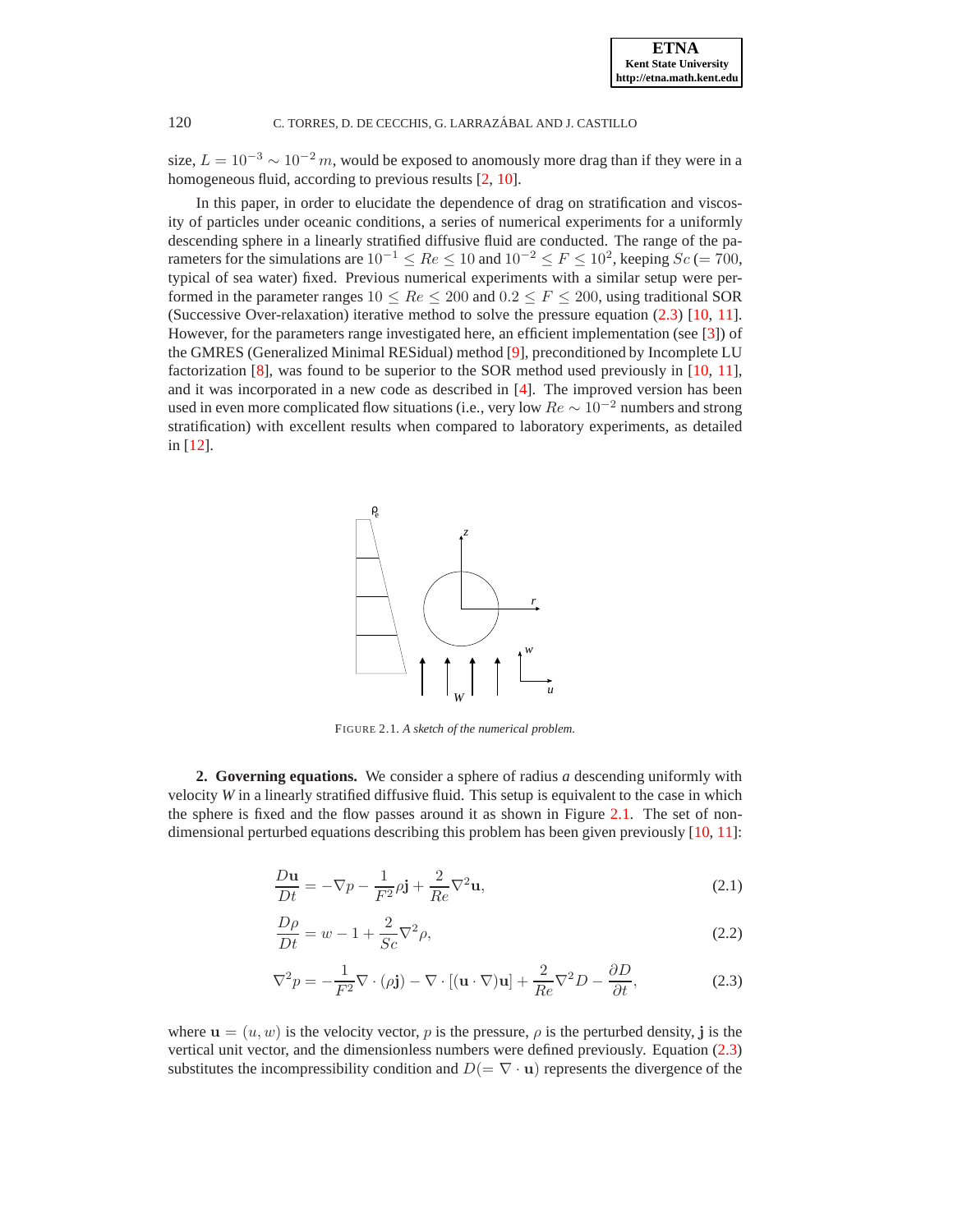size, $L = 10^{-3} \sim 10^{-2}\, m$, would be exposed to anomously more drag than if they were in a homogeneous fluid, according to previous results [2, 10].

In this paper, in order to elucidate the dependence of drag on stratification and viscosity of particles under oceanic conditions, a series of numerical experiments for a uniformly descending sphere in a linearly stratified diffusive fluid are conducted. The range of the parameters for the simulations are $10^{-1} \leq Re \leq 10$ and $10^{-2} \leq F \leq 10^2$, keeping $Sc$ ($= 700$, typical of sea water) fixed. Previous numerical experiments with a similar setup were performed in the parameter ranges $10 \leq Re \leq 200$ and $0.2 \leq F \leq 200$, using traditional SOR (Successive Over-relaxation) iterative method to solve the pressure equation (2.3) [10, 11]. However, for the parameters range investigated here, an efficient implementation (see [3]) of the GMRES (Generalized Minimal RESidual) method [9], preconditioned by Incomplete LU factorization [8], was found to be superior to the SOR method used previously in [10, 11], and it was incorporated in a new code as described in [4]. The improved version has been used in even more complicated flow situations (i.e., very low $Re \sim 10^{-2}$ numbers and strong stratification) with excellent results when compared to laboratory experiments, as detailed in [12].

FIGURE 2.1. *A sketch of the numerical problem.*

## 2. Governing equations.

We consider a sphere of radius *a* descending uniformly with velocity *W* in a linearly stratified diffusive fluid. This setup is equivalent to the case in which the sphere is fixed and the flow passes around it as shown in Figure 2.1. The set of non-dimensional perturbed equations describing this problem has been given previously [10, 11]:

$$\frac{D\mathbf{u}}{Dt} = -\nabla p - \frac{1}{F^2}\rho\mathbf{j} + \frac{2}{Re}\nabla^2\mathbf{u}, \tag{2.1}$$

$$\frac{D\rho}{Dt} = w - 1 + \frac{2}{Sc}\nabla^2\rho, \tag{2.2}$$

$$\nabla^2 p = -\frac{1}{F^2}\nabla\cdot(\rho\mathbf{j}) - \nabla\cdot[(\mathbf{u}\cdot\nabla)\mathbf{u}] + \frac{2}{Re}\nabla^2 D - \frac{\partial D}{\partial t}, \tag{2.3}$$

where $\mathbf{u} = (u, w)$ is the velocity vector, $p$ is the pressure, $\rho$ is the perturbed density, $\mathbf{j}$ is the vertical unit vector, and the dimensionless numbers were defined previously. Equation (2.3) substitutes the incompressibility condition and $D(= \nabla\cdot\mathbf{u})$ represents the divergence of the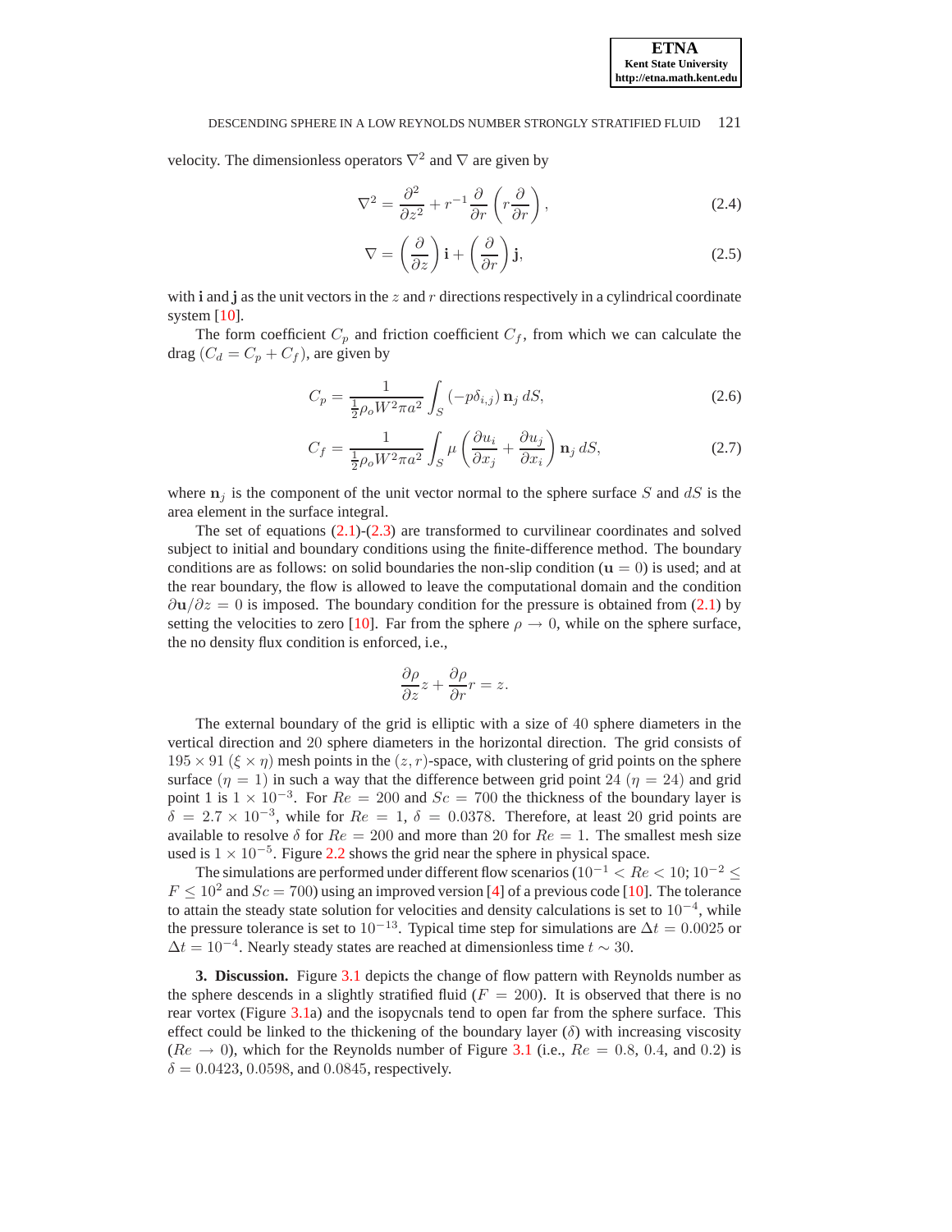velocity. The dimensionless operators $\nabla^2$ and $\nabla$ are given by

$$\nabla^2 = \frac{\partial^2}{\partial z^2} + r^{-1}\frac{\partial}{\partial r}\left(r\frac{\partial}{\partial r}\right), \tag{2.4}$$

$$\nabla = \left(\frac{\partial}{\partial z}\right)\mathbf{i} + \left(\frac{\partial}{\partial r}\right)\mathbf{j}, \tag{2.5}$$

with **i** and **j** as the unit vectors in the $z$ and $r$ directions respectively in a cylindrical coordinate system [10].

The form coefficient $C_p$ and friction coefficient $C_f$, from which we can calculate the drag ($C_d = C_p + C_f$), are given by

$$C_p = \frac{1}{\frac{1}{2}\rho_o W^2 \pi a^2}\int_S (-p\delta_{i,j})\,\mathbf{n}_j\,dS, \tag{2.6}$$

$$C_f = \frac{1}{\frac{1}{2}\rho_o W^2 \pi a^2}\int_S \mu\left(\frac{\partial u_i}{\partial x_j} + \frac{\partial u_j}{\partial x_i}\right)\mathbf{n}_j\,dS, \tag{2.7}$$

where $\mathbf{n}_j$ is the component of the unit vector normal to the sphere surface $S$ and $dS$ is the area element in the surface integral.

The set of equations (2.1)-(2.3) are transformed to curvilinear coordinates and solved subject to initial and boundary conditions using the finite-difference method. The boundary conditions are as follows: on solid boundaries the non-slip condition ($\mathbf{u} = 0$) is used; and at the rear boundary, the flow is allowed to leave the computational domain and the condition $\partial\mathbf{u}/\partial z = 0$ is imposed. The boundary condition for the pressure is obtained from (2.1) by setting the velocities to zero [10]. Far from the sphere $\rho \to 0$, while on the sphere surface, the no density flux condition is enforced, i.e.,

$$\frac{\partial \rho}{\partial z}z + \frac{\partial \rho}{\partial r}r = z.$$

The external boundary of the grid is elliptic with a size of 40 sphere diameters in the vertical direction and 20 sphere diameters in the horizontal direction. The grid consists of $195 \times 91$ ($\xi \times \eta$) mesh points in the $(z, r)$-space, with clustering of grid points on the sphere surface ($\eta = 1$) in such a way that the difference between grid point 24 ($\eta = 24$) and grid point 1 is $1 \times 10^{-3}$. For $Re = 200$ and $Sc = 700$ the thickness of the boundary layer is $\delta = 2.7 \times 10^{-3}$, while for $Re = 1$, $\delta = 0.0378$. Therefore, at least 20 grid points are available to resolve $\delta$ for $Re = 200$ and more than 20 for $Re = 1$. The smallest mesh size used is $1 \times 10^{-5}$. Figure 2.2 shows the grid near the sphere in physical space.

The simulations are performed under different flow scenarios ($10^{-1} < Re < 10$; $10^{-2} \le F \le 10^2$ and $Sc = 700$) using an improved version [4] of a previous code [10]. The tolerance to attain the steady state solution for velocities and density calculations is set to $10^{-4}$, while the pressure tolerance is set to $10^{-13}$. Typical time step for simulations are $\Delta t = 0.0025$ or $\Delta t = 10^{-4}$. Nearly steady states are reached at dimensionless time $t \sim 30$.

**3. Discussion.** Figure 3.1 depicts the change of flow pattern with Reynolds number as the sphere descends in a slightly stratified fluid ($F = 200$). It is observed that there is no rear vortex (Figure 3.1a) and the isopycnals tend to open far from the sphere surface. This effect could be linked to the thickening of the boundary layer ($\delta$) with increasing viscosity ($Re \to 0$), which for the Reynolds number of Figure 3.1 (i.e., $Re = 0.8$, $0.4$, and $0.2$) is $\delta = 0.0423$, $0.0598$, and $0.0845$, respectively.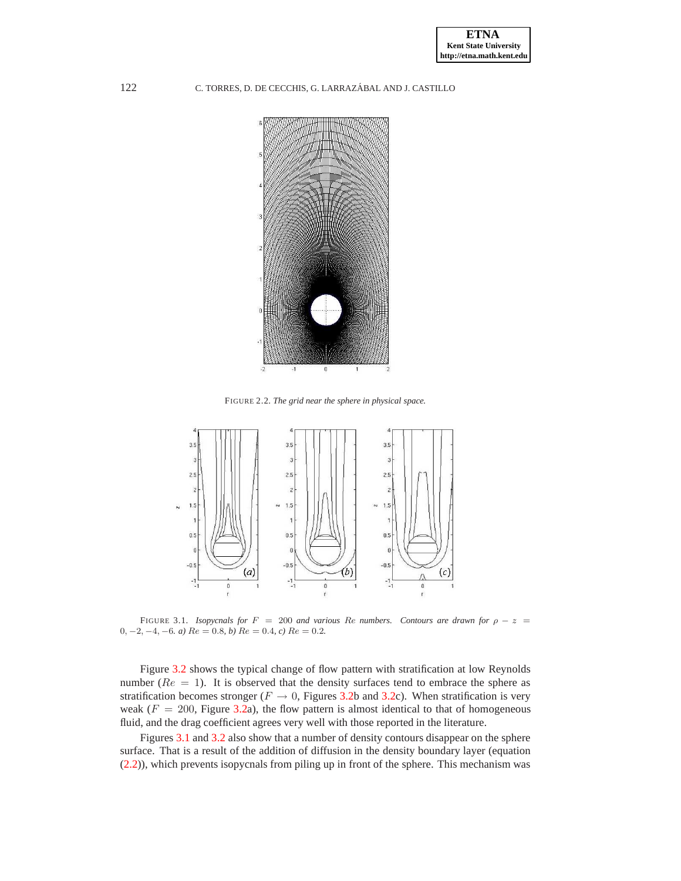FIGURE 2.2. *The grid near the sphere in physical space.*

FIGURE 3.1. *Isopycnals for $F = 200$ and various $Re$ numbers. Contours are drawn for $\rho - z = 0, -2, -4, -6$. a) $Re = 0.8$, b) $Re = 0.4$, c) $Re = 0.2$.*

Figure 3.2 shows the typical change of flow pattern with stratification at low Reynolds number ($Re = 1$). It is observed that the density surfaces tend to embrace the sphere as stratification becomes stronger ($F \rightarrow 0$, Figures 3.2b and 3.2c). When stratification is very weak ($F = 200$, Figure 3.2a), the flow pattern is almost identical to that of homogeneous fluid, and the drag coefficient agrees very well with those reported in the literature.

Figures 3.1 and 3.2 also show that a number of density contours disappear on the sphere surface. That is a result of the addition of diffusion in the density boundary layer (equation (2.2)), which prevents isopycnals from piling up in front of the sphere. This mechanism was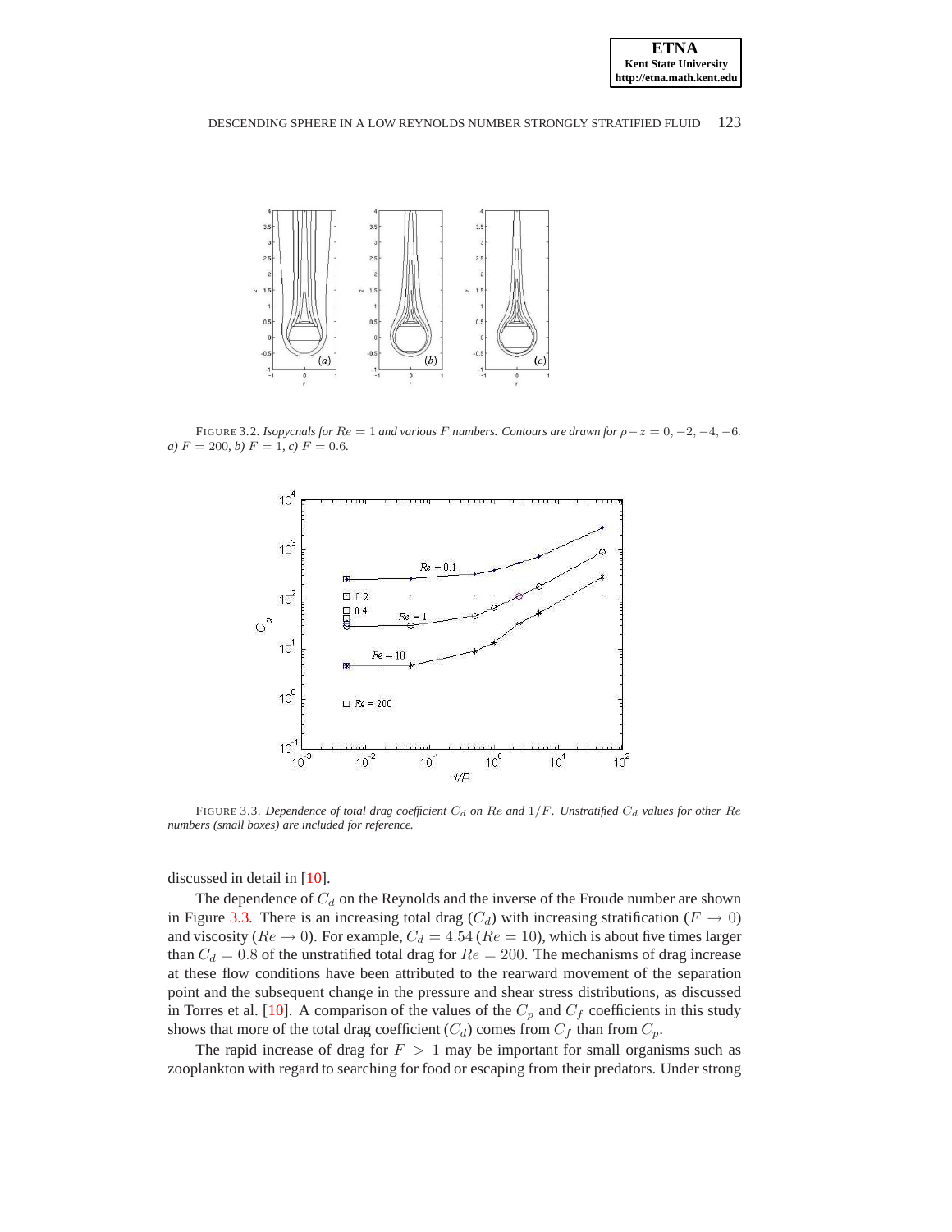FIGURE 3.2. *Isopycnals for $Re = 1$ and various $F$ numbers. Contours are drawn for $\rho - z = 0, -2, -4, -6$. a) $F = 200$, b) $F = 1$, c) $F = 0.6$.*

FIGURE 3.3. *Dependence of total drag coefficient $C_d$ on $Re$ and $1/F$. Unstratified $C_d$ values for other $Re$ numbers (small boxes) are included for reference.*

discussed in detail in [10].

The dependence of $C_d$ on the Reynolds and the inverse of the Froude number are shown in Figure 3.3. There is an increasing total drag ($C_d$) with increasing stratification ($F \to 0$) and viscosity ($Re \to 0$). For example, $C_d = 4.54$ ($Re = 10$), which is about five times larger than $C_d = 0.8$ of the unstratified total drag for $Re = 200$. The mechanisms of drag increase at these flow conditions have been attributed to the rearward movement of the separation point and the subsequent change in the pressure and shear stress distributions, as discussed in Torres et al. [10]. A comparison of the values of the $C_p$ and $C_f$ coefficients in this study shows that more of the total drag coefficient ($C_d$) comes from $C_f$ than from $C_p$.

The rapid increase of drag for $F > 1$ may be important for small organisms such as zooplankton with regard to searching for food or escaping from their predators. Under strong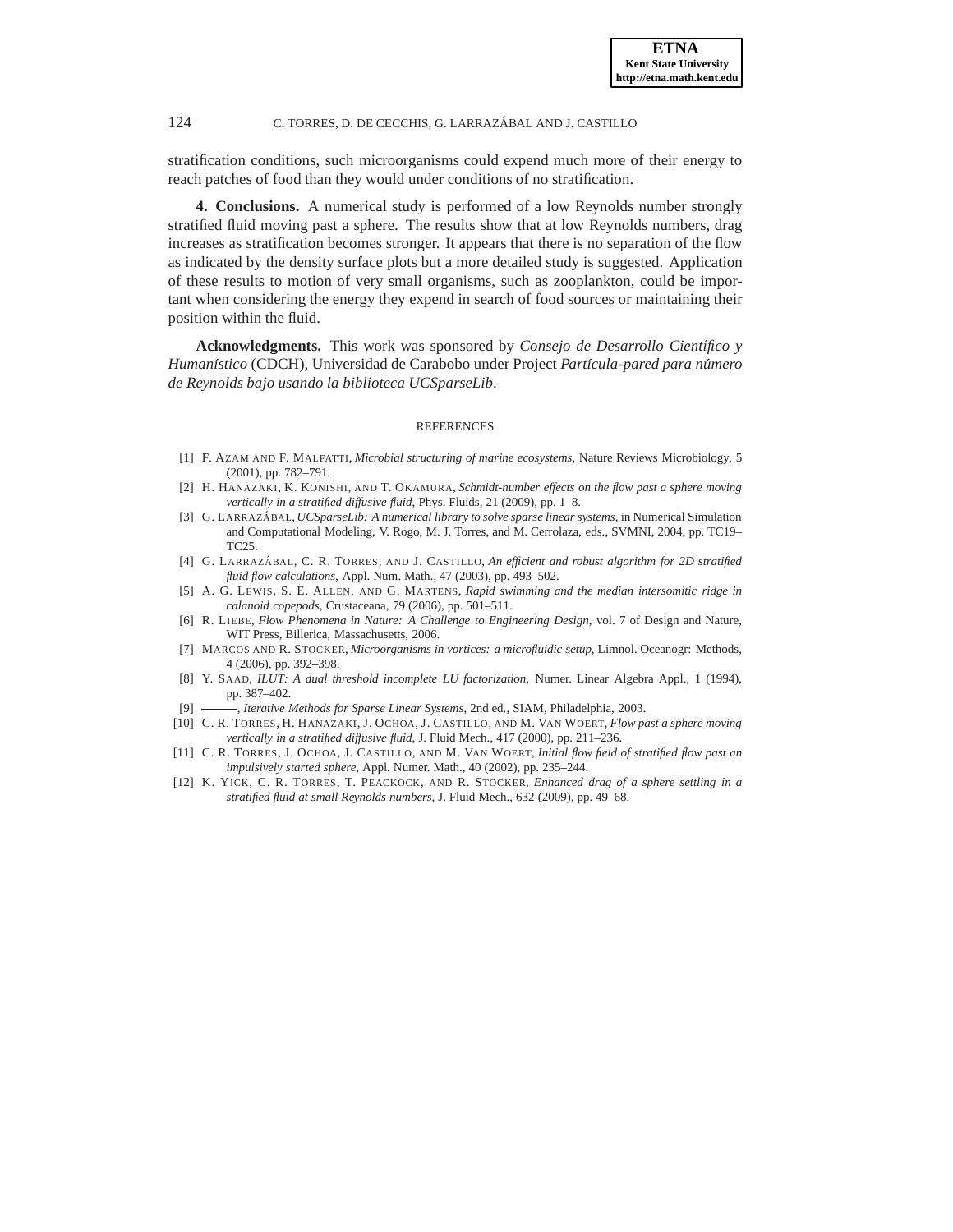stratification conditions, such microorganisms could expend much more of their energy to reach patches of food than they would under conditions of no stratification.

## 4. Conclusions.

A numerical study is performed of a low Reynolds number strongly stratified fluid moving past a sphere. The results show that at low Reynolds numbers, drag increases as stratification becomes stronger. It appears that there is no separation of the flow as indicated by the density surface plots but a more detailed study is suggested. Application of these results to motion of very small organisms, such as zooplankton, could be important when considering the energy they expend in search of food sources or maintaining their position within the fluid.

**Acknowledgments.** This work was sponsored by *Consejo de Desarrollo Científico y Humanístico* (CDCH), Universidad de Carabobo under Project *Partícula-pared para número de Reynolds bajo usando la biblioteca UCSparseLib*.

## REFERENCES

[1] F. Azam and F. Malfatti, *Microbial structuring of marine ecosystems*, Nature Reviews Microbiology, 5 (2001), pp. 782–791.

[2] H. Hanazaki, K. Konishi, and T. Okamura, *Schmidt-number effects on the flow past a sphere moving vertically in a stratified diffusive fluid*, Phys. Fluids, 21 (2009), pp. 1–8.

[3] G. Larrazábal, *UCSparseLib: A numerical library to solve sparse linear systems*, in Numerical Simulation and Computational Modeling, V. Rogo, M. J. Torres, and M. Cerrolaza, eds., SVMNI, 2004, pp. TC19–TC25.

[4] G. Larrazábal, C. R. Torres, and J. Castillo, *An efficient and robust algorithm for 2D stratified fluid flow calculations*, Appl. Num. Math., 47 (2003), pp. 493–502.

[5] A. G. Lewis, S. E. Allen, and G. Martens, *Rapid swimming and the median intersomitic ridge in calanoid copepods*, Crustaceana, 79 (2006), pp. 501–511.

[6] R. Liebe, *Flow Phenomena in Nature: A Challenge to Engineering Design*, vol. 7 of Design and Nature, WIT Press, Billerica, Massachusetts, 2006.

[7] Marcos and R. Stocker, *Microorganisms in vortices: a microfluidic setup*, Limnol. Oceanogr: Methods, 4 (2006), pp. 392–398.

[8] Y. Saad, *ILUT: A dual threshold incomplete LU factorization*, Numer. Linear Algebra Appl., 1 (1994), pp. 387–402.

[9] ———, *Iterative Methods for Sparse Linear Systems*, 2nd ed., SIAM, Philadelphia, 2003.

[10] C. R. Torres, H. Hanazaki, J. Ochoa, J. Castillo, and M. Van Woert, *Flow past a sphere moving vertically in a stratified diffusive fluid*, J. Fluid Mech., 417 (2000), pp. 211–236.

[11] C. R. Torres, J. Ochoa, J. Castillo, and M. Van Woert, *Initial flow field of stratified flow past an impulsively started sphere*, Appl. Numer. Math., 40 (2002), pp. 235–244.

[12] K. Yick, C. R. Torres, T. Peackock, and R. Stocker, *Enhanced drag of a sphere settling in a stratified fluid at small Reynolds numbers*, J. Fluid Mech., 632 (2009), pp. 49–68.